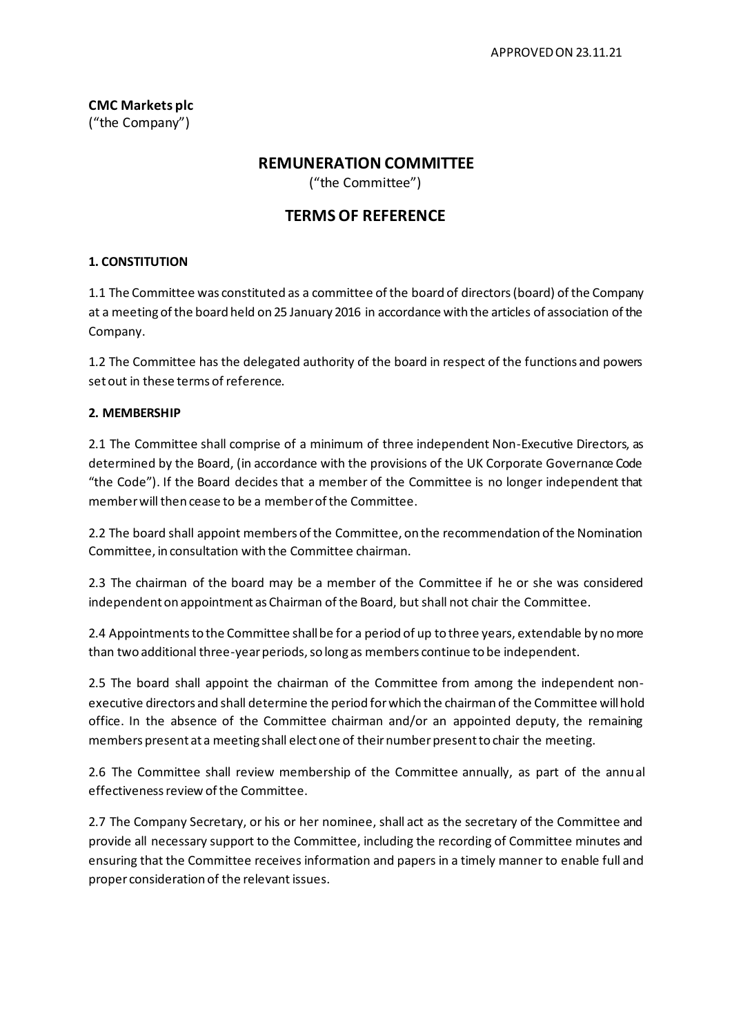APPROVED ON 23.11.21

**CMC Markets plc**
("the Company")

## REMUNERATION COMMITTEE

("the Committee")

## TERMS OF REFERENCE

### 1. CONSTITUTION

1.1 The Committee was constituted as a committee of the board of directors (board) of the Company at a meeting of the board held on 25 January 2016 in accordance with the articles of association of the Company.

1.2 The Committee has the delegated authority of the board in respect of the functions and powers set out in these terms of reference.

### 2. MEMBERSHIP

2.1 The Committee shall comprise of a minimum of three independent Non-Executive Directors, as determined by the Board, (in accordance with the provisions of the UK Corporate Governance Code "the Code"). If the Board decides that a member of the Committee is no longer independent that member will then cease to be a member of the Committee.

2.2 The board shall appoint members of the Committee, on the recommendation of the Nomination Committee, in consultation with the Committee chairman.

2.3 The chairman of the board may be a member of the Committee if he or she was considered independent on appointment as Chairman of the Board, but shall not chair the Committee.

2.4 Appointments to the Committee shall be for a period of up to three years, extendable by no more than two additional three-year periods, so long as members continue to be independent.

2.5 The board shall appoint the chairman of the Committee from among the independent non-executive directors and shall determine the period for which the chairman of the Committee will hold office. In the absence of the Committee chairman and/or an appointed deputy, the remaining members present at a meeting shall elect one of their number present to chair the meeting.

2.6 The Committee shall review membership of the Committee annually, as part of the annual effectiveness review of the Committee.

2.7 The Company Secretary, or his or her nominee, shall act as the secretary of the Committee and provide all necessary support to the Committee, including the recording of Committee minutes and ensuring that the Committee receives information and papers in a timely manner to enable full and proper consideration of the relevant issues.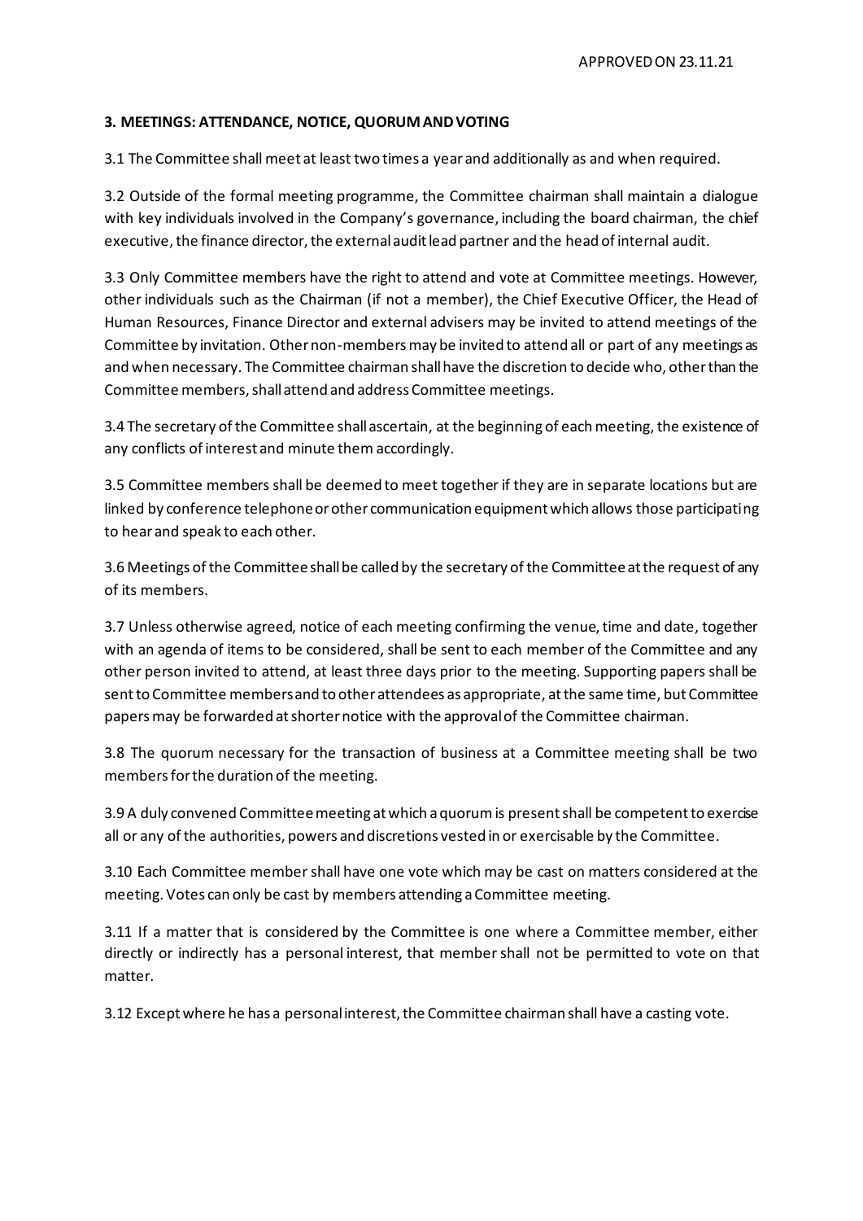**3. MEETINGS: ATTENDANCE, NOTICE, QUORUM AND VOTING**

3.1 The Committee shall meet at least two times a year and additionally as and when required.

3.2 Outside of the formal meeting programme, the Committee chairman shall maintain a dialogue with key individuals involved in the Company's governance, including the board chairman, the chief executive, the finance director, the external audit lead partner and the head of internal audit.

3.3 Only Committee members have the right to attend and vote at Committee meetings. However, other individuals such as the Chairman (if not a member), the Chief Executive Officer, the Head of Human Resources, Finance Director and external advisers may be invited to attend meetings of the Committee by invitation. Other non-members may be invited to attend all or part of any meetings as and when necessary. The Committee chairman shall have the discretion to decide who, other than the Committee members, shall attend and address Committee meetings.

3.4 The secretary of the Committee shall ascertain, at the beginning of each meeting, the existence of any conflicts of interest and minute them accordingly.

3.5 Committee members shall be deemed to meet together if they are in separate locations but are linked by conference telephone or other communication equipment which allows those participating to hear and speak to each other.

3.6 Meetings of the Committee shall be called by the secretary of the Committee at the request of any of its members.

3.7 Unless otherwise agreed, notice of each meeting confirming the venue, time and date, together with an agenda of items to be considered, shall be sent to each member of the Committee and any other person invited to attend, at least three days prior to the meeting. Supporting papers shall be sent to Committee members and to other attendees as appropriate, at the same time, but Committee papers may be forwarded at shorter notice with the approval of the Committee chairman.

3.8 The quorum necessary for the transaction of business at a Committee meeting shall be two members for the duration of the meeting.

3.9 A duly convened Committee meeting at which a quorum is present shall be competent to exercise all or any of the authorities, powers and discretions vested in or exercisable by the Committee.

3.10 Each Committee member shall have one vote which may be cast on matters considered at the meeting. Votes can only be cast by members attending a Committee meeting.

3.11 If a matter that is considered by the Committee is one where a Committee member, either directly or indirectly has a personal interest, that member shall not be permitted to vote on that matter.

3.12 Except where he has a personal interest, the Committee chairman shall have a casting vote.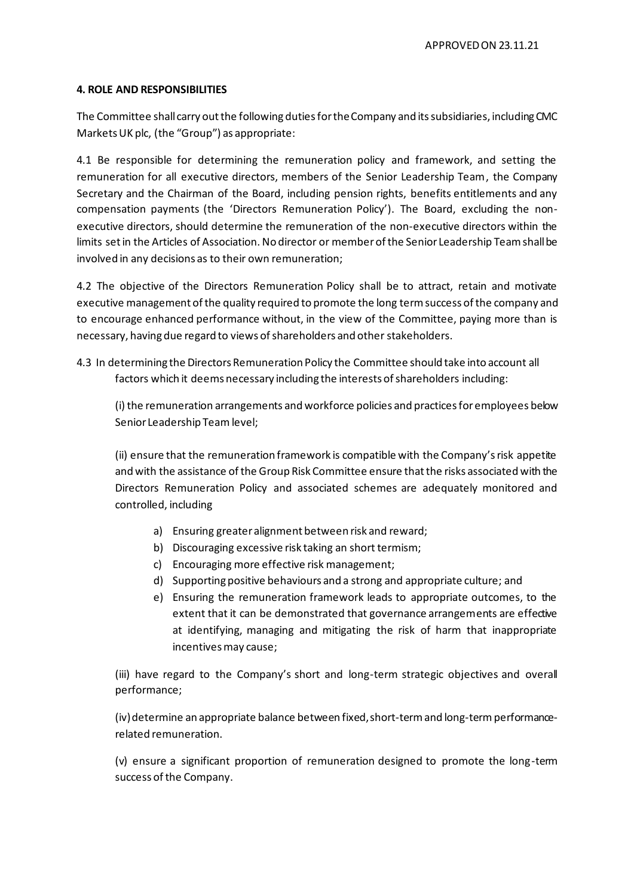APPROVED ON 23.11.21

**4. ROLE AND RESPONSIBILITIES**

The Committee shall carry out the following duties for the Company and its subsidiaries, including CMC Markets UK plc, (the "Group") as appropriate:

4.1 Be responsible for determining the remuneration policy and framework, and setting the remuneration for all executive directors, members of the Senior Leadership Team, the Company Secretary and the Chairman of the Board, including pension rights, benefits entitlements and any compensation payments (the 'Directors Remuneration Policy'). The Board, excluding the non-executive directors, should determine the remuneration of the non-executive directors within the limits set in the Articles of Association. No director or member of the Senior Leadership Team shall be involved in any decisions as to their own remuneration;

4.2 The objective of the Directors Remuneration Policy shall be to attract, retain and motivate executive management of the quality required to promote the long term success of the company and to encourage enhanced performance without, in the view of the Committee, paying more than is necessary, having due regard to views of shareholders and other stakeholders.

4.3 In determining the Directors Remuneration Policy the Committee should take into account all factors which it deems necessary including the interests of shareholders including:

(i) the remuneration arrangements and workforce policies and practices for employees below Senior Leadership Team level;

(ii) ensure that the remuneration framework is compatible with the Company's risk appetite and with the assistance of the Group Risk Committee ensure that the risks associated with the Directors Remuneration Policy and associated schemes are adequately monitored and controlled, including

a) Ensuring greater alignment between risk and reward;
b) Discouraging excessive risk taking an short termism;
c) Encouraging more effective risk management;
d) Supporting positive behaviours and a strong and appropriate culture; and
e) Ensuring the remuneration framework leads to appropriate outcomes, to the extent that it can be demonstrated that governance arrangements are effective at identifying, managing and mitigating the risk of harm that inappropriate incentives may cause;

(iii) have regard to the Company's short and long-term strategic objectives and overall performance;

(iv) determine an appropriate balance between fixed, short-term and long-term performance-related remuneration.

(v) ensure a significant proportion of remuneration designed to promote the long-term success of the Company.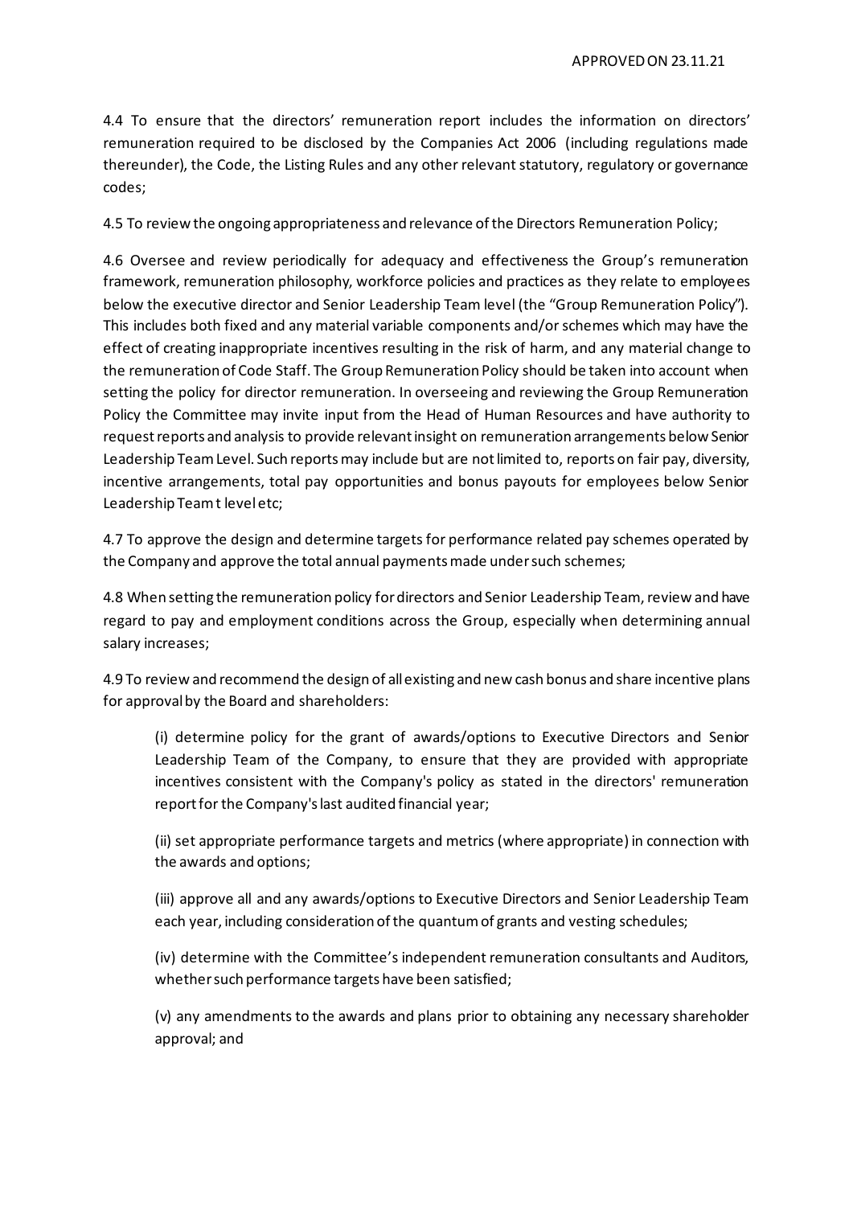4.4 To ensure that the directors' remuneration report includes the information on directors' remuneration required to be disclosed by the Companies Act 2006 (including regulations made thereunder), the Code, the Listing Rules and any other relevant statutory, regulatory or governance codes;

4.5 To review the ongoing appropriateness and relevance of the Directors Remuneration Policy;

4.6 Oversee and review periodically for adequacy and effectiveness the Group's remuneration framework, remuneration philosophy, workforce policies and practices as they relate to employees below the executive director and Senior Leadership Team level (the "Group Remuneration Policy"). This includes both fixed and any material variable components and/or schemes which may have the effect of creating inappropriate incentives resulting in the risk of harm, and any material change to the remuneration of Code Staff. The Group Remuneration Policy should be taken into account when setting the policy for director remuneration. In overseeing and reviewing the Group Remuneration Policy the Committee may invite input from the Head of Human Resources and have authority to request reports and analysis to provide relevant insight on remuneration arrangements below Senior Leadership Team Level. Such reports may include but are not limited to, reports on fair pay, diversity, incentive arrangements, total pay opportunities and bonus payouts for employees below Senior Leadership Team t level etc;

4.7 To approve the design and determine targets for performance related pay schemes operated by the Company and approve the total annual payments made under such schemes;

4.8 When setting the remuneration policy for directors and Senior Leadership Team, review and have regard to pay and employment conditions across the Group, especially when determining annual salary increases;

4.9 To review and recommend the design of all existing and new cash bonus and share incentive plans for approval by the Board and shareholders:

(i) determine policy for the grant of awards/options to Executive Directors and Senior Leadership Team of the Company, to ensure that they are provided with appropriate incentives consistent with the Company's policy as stated in the directors' remuneration report for the Company's last audited financial year;

(ii) set appropriate performance targets and metrics (where appropriate) in connection with the awards and options;

(iii) approve all and any awards/options to Executive Directors and Senior Leadership Team each year, including consideration of the quantum of grants and vesting schedules;

(iv) determine with the Committee's independent remuneration consultants and Auditors, whether such performance targets have been satisfied;

(v) any amendments to the awards and plans prior to obtaining any necessary shareholder approval; and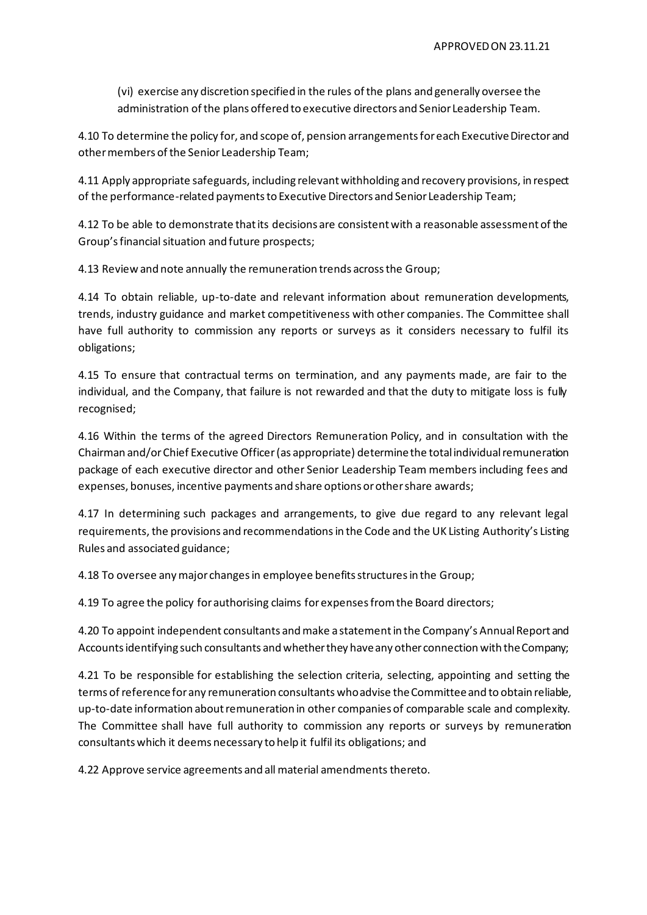(vi) exercise any discretion specified in the rules of the plans and generally oversee the administration of the plans offered to executive directors and Senior Leadership Team.

4.10 To determine the policy for, and scope of, pension arrangements for each Executive Director and other members of the Senior Leadership Team;

4.11 Apply appropriate safeguards, including relevant withholding and recovery provisions, in respect of the performance-related payments to Executive Directors and Senior Leadership Team;

4.12 To be able to demonstrate that its decisions are consistent with a reasonable assessment of the Group's financial situation and future prospects;

4.13 Review and note annually the remuneration trends across the Group;

4.14 To obtain reliable, up-to-date and relevant information about remuneration developments, trends, industry guidance and market competitiveness with other companies. The Committee shall have full authority to commission any reports or surveys as it considers necessary to fulfil its obligations;

4.15 To ensure that contractual terms on termination, and any payments made, are fair to the individual, and the Company, that failure is not rewarded and that the duty to mitigate loss is fully recognised;

4.16 Within the terms of the agreed Directors Remuneration Policy, and in consultation with the Chairman and/or Chief Executive Officer (as appropriate) determine the total individual remuneration package of each executive director and other Senior Leadership Team members including fees and expenses, bonuses, incentive payments and share options or other share awards;

4.17 In determining such packages and arrangements, to give due regard to any relevant legal requirements, the provisions and recommendations in the Code and the UK Listing Authority's Listing Rules and associated guidance;

4.18 To oversee any major changes in employee benefits structures in the Group;

4.19 To agree the policy for authorising claims for expenses from the Board directors;

4.20 To appoint independent consultants and make a statement in the Company's Annual Report and Accounts identifying such consultants and whether they have any other connection with the Company;

4.21 To be responsible for establishing the selection criteria, selecting, appointing and setting the terms of reference for any remuneration consultants who advise the Committee and to obtain reliable, up-to-date information about remuneration in other companies of comparable scale and complexity. The Committee shall have full authority to commission any reports or surveys by remuneration consultants which it deems necessary to help it fulfil its obligations; and

4.22 Approve service agreements and all material amendments thereto.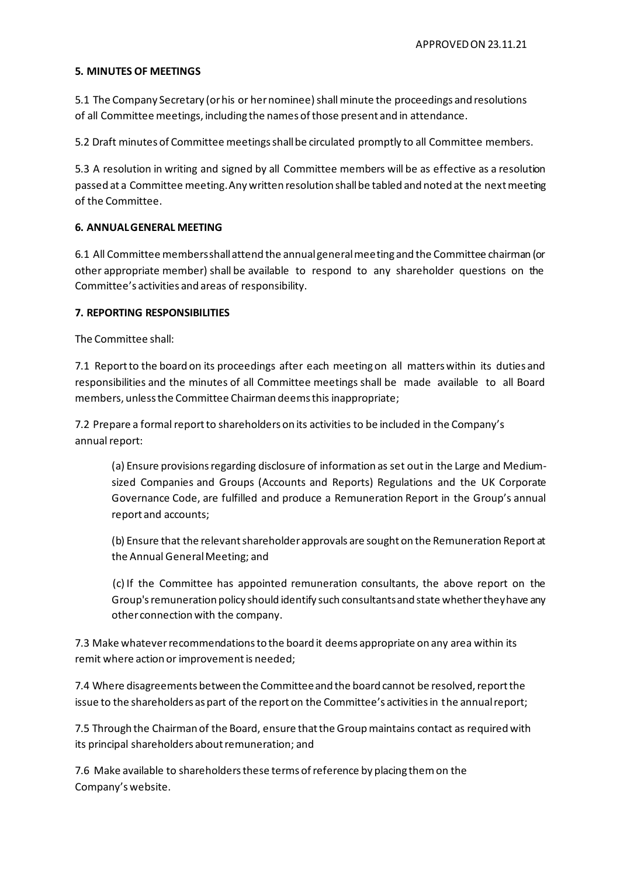APPROVED ON 23.11.21

**5. MINUTES OF MEETINGS**

5.1 The Company Secretary (or his or her nominee) shall minute the proceedings and resolutions of all Committee meetings, including the names of those present and in attendance.

5.2 Draft minutes of Committee meetings shall be circulated promptly to all Committee members.

5.3 A resolution in writing and signed by all Committee members will be as effective as a resolution passed at a Committee meeting. Any written resolution shall be tabled and noted at the next meeting of the Committee.

**6. ANNUAL GENERAL MEETING**

6.1 All Committee members shall attend the annual general meeting and the Committee chairman (or other appropriate member) shall be available to respond to any shareholder questions on the Committee's activities and areas of responsibility.

**7. REPORTING RESPONSIBILITIES**

The Committee shall:

7.1 Report to the board on its proceedings after each meeting on all matters within its duties and responsibilities and the minutes of all Committee meetings shall be made available to all Board members, unless the Committee Chairman deems this inappropriate;

7.2 Prepare a formal report to shareholders on its activities to be included in the Company's annual report:

> (a) Ensure provisions regarding disclosure of information as set out in the Large and Medium-sized Companies and Groups (Accounts and Reports) Regulations and the UK Corporate Governance Code, are fulfilled and produce a Remuneration Report in the Group's annual report and accounts;
>
> (b) Ensure that the relevant shareholder approvals are sought on the Remuneration Report at the Annual General Meeting; and
>
> (c) If the Committee has appointed remuneration consultants, the above report on the Group's remuneration policy should identify such consultants and state whether they have any other connection with the company.

7.3 Make whatever recommendations to the board it deems appropriate on any area within its remit where action or improvement is needed;

7.4 Where disagreements between the Committee and the board cannot be resolved, report the issue to the shareholders as part of the report on the Committee's activities in the annual report;

7.5 Through the Chairman of the Board, ensure that the Group maintains contact as required with its principal shareholders about remuneration; and

7.6 Make available to shareholders these terms of reference by placing them on the Company's website.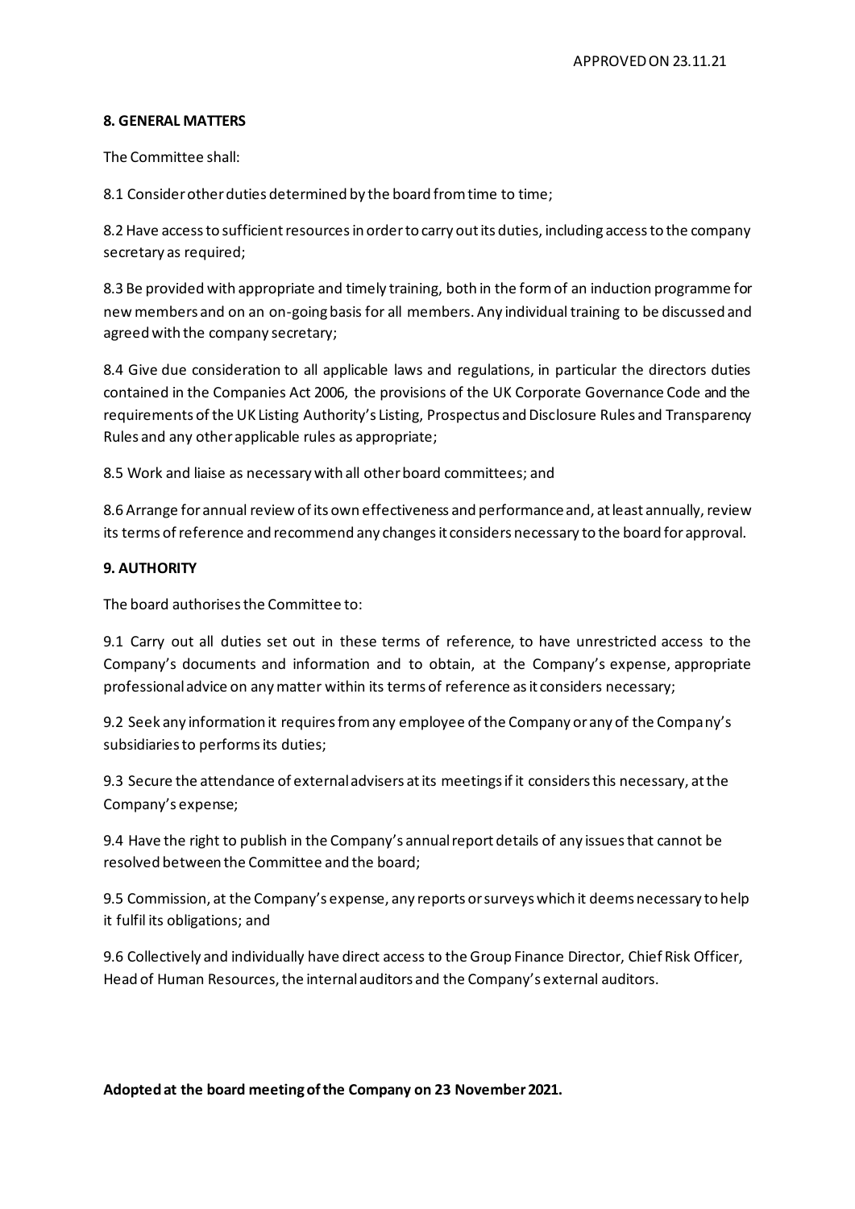### 8. GENERAL MATTERS

The Committee shall:

8.1 Consider other duties determined by the board from time to time;

8.2 Have access to sufficient resources in order to carry out its duties, including access to the company secretary as required;

8.3 Be provided with appropriate and timely training, both in the form of an induction programme for new members and on an on-going basis for all members. Any individual training to be discussed and agreed with the company secretary;

8.4 Give due consideration to all applicable laws and regulations, in particular the directors duties contained in the Companies Act 2006, the provisions of the UK Corporate Governance Code and the requirements of the UK Listing Authority's Listing, Prospectus and Disclosure Rules and Transparency Rules and any other applicable rules as appropriate;

8.5 Work and liaise as necessary with all other board committees; and

8.6 Arrange for annual review of its own effectiveness and performance and, at least annually, review its terms of reference and recommend any changes it considers necessary to the board for approval.

### 9. AUTHORITY

The board authorises the Committee to:

9.1 Carry out all duties set out in these terms of reference, to have unrestricted access to the Company's documents and information and to obtain, at the Company's expense, appropriate professional advice on any matter within its terms of reference as it considers necessary;

9.2 Seek any information it requires from any employee of the Company or any of the Company's subsidiaries to performs its duties;

9.3 Secure the attendance of external advisers at its meetings if it considers this necessary, at the Company's expense;

9.4 Have the right to publish in the Company's annual report details of any issues that cannot be resolved between the Committee and the board;

9.5 Commission, at the Company's expense, any reports or surveys which it deems necessary to help it fulfil its obligations; and

9.6 Collectively and individually have direct access to the Group Finance Director, Chief Risk Officer, Head of Human Resources, the internal auditors and the Company's external auditors.

**Adopted at the board meeting of the Company on 23 November 2021.**